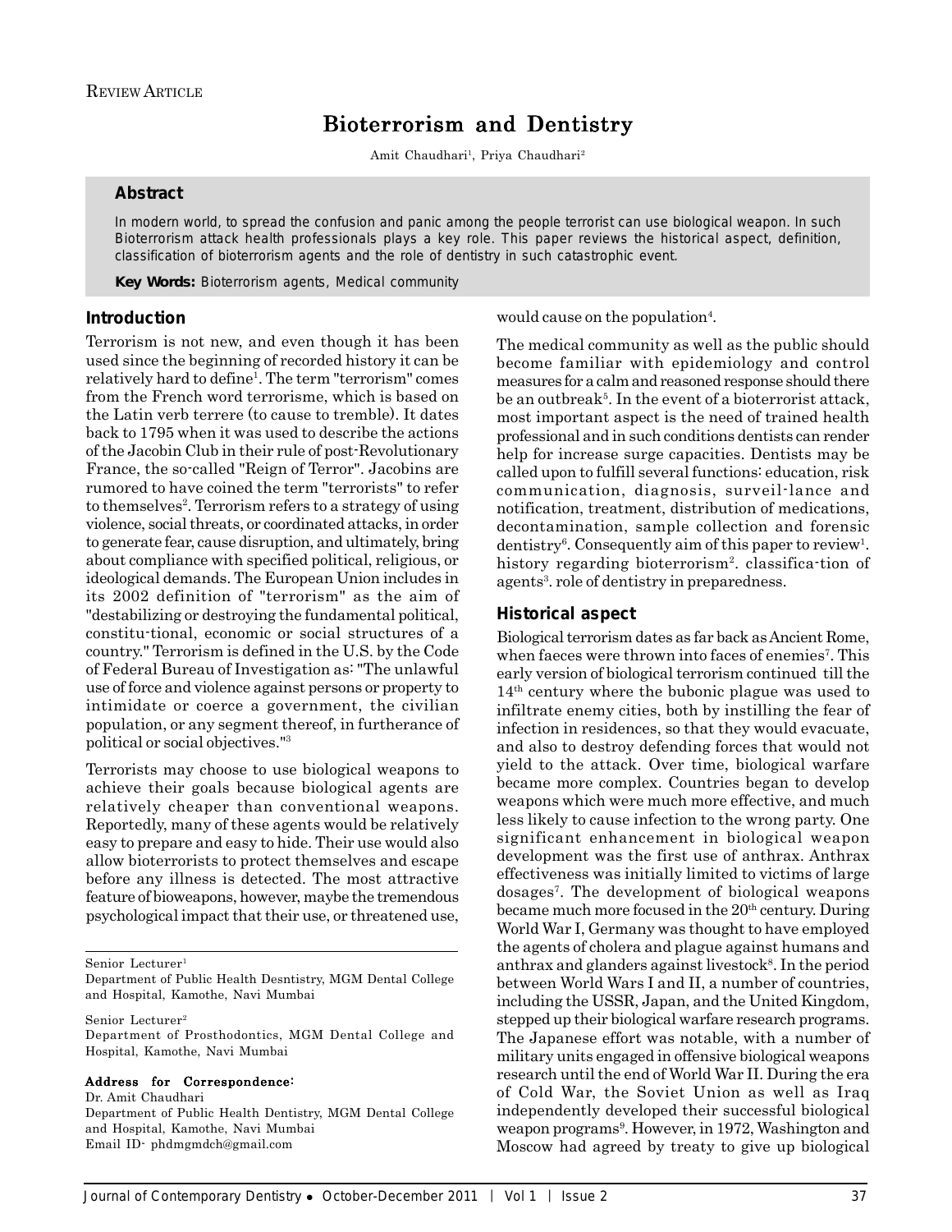REVIEW ARTICLE

# Bioterrorism and Dentistry

Amit Chaudhari[1], Priya Chaudhari[2]

## Abstract

In modern world, to spread the confusion and panic among the people terrorist can use biological weapon. In such Bioterrorism attack health professionals plays a key role. This paper reviews the historical aspect, definition, classification of bioterrorism agents and the role of dentistry in such catastrophic event.

**Key Words:** Bioterrorism agents, Medical community

## Introduction

Terrorism is not new, and even though it has been used since the beginning of recorded history it can be relatively hard to define[1]. The term "terrorism" comes from the French word terrorisme, which is based on the Latin verb terrere (to cause to tremble). It dates back to 1795 when it was used to describe the actions of the Jacobin Club in their rule of post-Revolutionary France, the so-called "Reign of Terror". Jacobins are rumored to have coined the term "terrorists" to refer to themselves[2]. Terrorism refers to a strategy of using violence, social threats, or coordinated attacks, in order to generate fear, cause disruption, and ultimately, bring about compliance with specified political, religious, or ideological demands. The European Union includes in its 2002 definition of "terrorism" as the aim of "destabilizing or destroying the fundamental political, constitu-tional, economic or social structures of a country." Terrorism is defined in the U.S. by the Code of Federal Bureau of Investigation as: "The unlawful use of force and violence against persons or property to intimidate or coerce a government, the civilian population, or any segment thereof, in furtherance of political or social objectives."[3]

Terrorists may choose to use biological weapons to achieve their goals because biological agents are relatively cheaper than conventional weapons. Reportedly, many of these agents would be relatively easy to prepare and easy to hide. Their use would also allow bioterrorists to protect themselves and escape before any illness is detected. The most attractive feature of bioweapons, however, maybe the tremendous psychological impact that their use, or threatened use, would cause on the population[4].

The medical community as well as the public should become familiar with epidemiology and control measures for a calm and reasoned response should there be an outbreak[5]. In the event of a bioterrorist attack, most important aspect is the need of trained health professional and in such conditions dentists can render help for increase surge capacities. Dentists may be called upon to fulfill several functions: education, risk communication, diagnosis, surveil-lance and notification, treatment, distribution of medications, decontamination, sample collection and forensic dentistry[6]. Consequently aim of this paper to review[1]. history regarding bioterrorism[2]. classifica-tion of agents[3]. role of dentistry in preparedness.

## Historical aspect

Biological terrorism dates as far back as Ancient Rome, when faeces were thrown into faces of enemies[7]. This early version of biological terrorism continued till the 14th century where the bubonic plague was used to infiltrate enemy cities, both by instilling the fear of infection in residences, so that they would evacuate, and also to destroy defending forces that would not yield to the attack. Over time, biological warfare became more complex. Countries began to develop weapons which were much more effective, and much less likely to cause infection to the wrong party. One significant enhancement in biological weapon development was the first use of anthrax. Anthrax effectiveness was initially limited to victims of large dosages[7]. The development of biological weapons became much more focused in the 20th century. During World War I, Germany was thought to have employed the agents of cholera and plague against humans and anthrax and glanders against livestock[8]. In the period between World Wars I and II, a number of countries, including the USSR, Japan, and the United Kingdom, stepped up their biological warfare research programs. The Japanese effort was notable, with a number of military units engaged in offensive biological weapons research until the end of World War II. During the era of Cold War, the Soviet Union as well as Iraq independently developed their successful biological weapon programs[9]. However, in 1972, Washington and Moscow had agreed by treaty to give up biological

---

Senior Lecturer[1]
Department of Public Health Desntistry, MGM Dental College and Hospital, Kamothe, Navi Mumbai

Senior Lecturer[2]
Department of Prosthodontics, MGM Dental College and Hospital, Kamothe, Navi Mumbai

**Address for Correspondence:**
Dr. Amit Chaudhari
Department of Public Health Dentistry, MGM Dental College and Hospital, Kamothe, Navi Mumbai
Email ID- phdmgmdch@gmail.com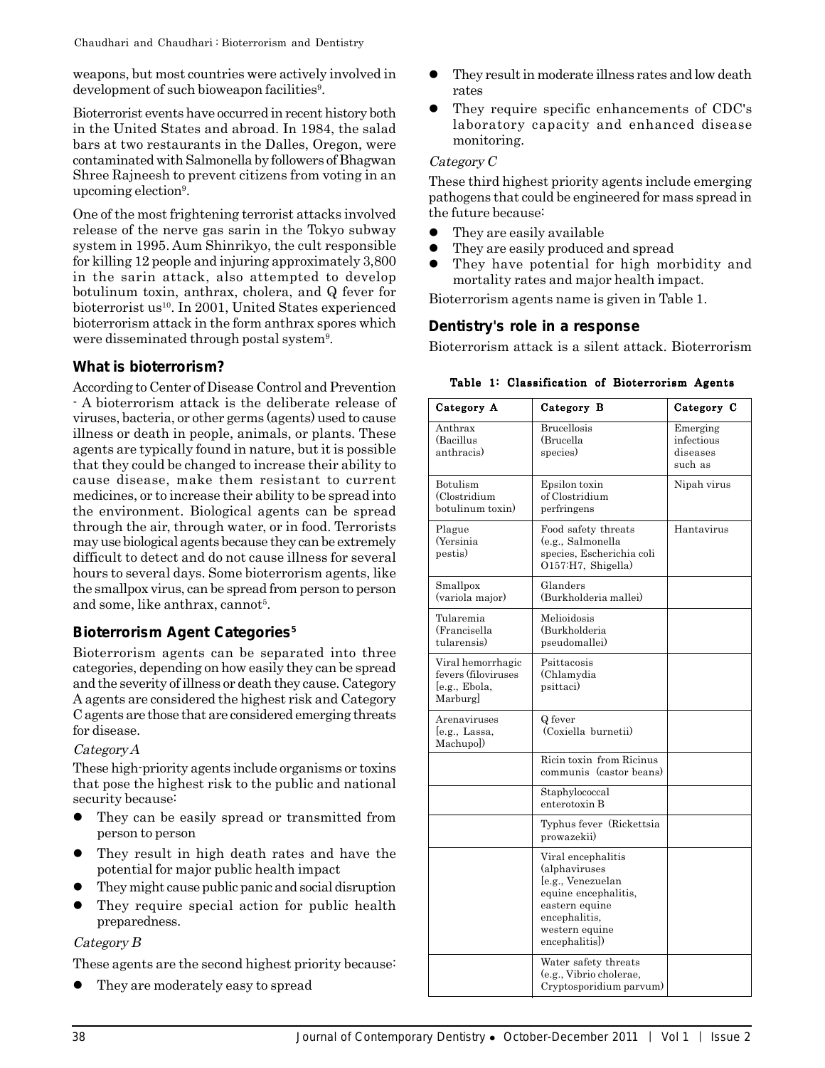weapons, but most countries were actively involved in development of such bioweapon facilities[9].

Bioterrorist events have occurred in recent history both in the United States and abroad. In 1984, the salad bars at two restaurants in the Dalles, Oregon, were contaminated with Salmonella by followers of Bhagwan Shree Rajneesh to prevent citizens from voting in an upcoming election[9].

One of the most frightening terrorist attacks involved release of the nerve gas sarin in the Tokyo subway system in 1995. Aum Shinrikyo, the cult responsible for killing 12 people and injuring approximately 3,800 in the sarin attack, also attempted to develop botulinum toxin, anthrax, cholera, and Q fever for bioterrorist us[10]. In 2001, United States experienced bioterrorism attack in the form anthrax spores which were disseminated through postal system[9].

## What is bioterrorism?

According to Center of Disease Control and Prevention - A bioterrorism attack is the deliberate release of viruses, bacteria, or other germs (agents) used to cause illness or death in people, animals, or plants. These agents are typically found in nature, but it is possible that they could be changed to increase their ability to cause disease, make them resistant to current medicines, or to increase their ability to be spread into the environment. Biological agents can be spread through the air, through water, or in food. Terrorists may use biological agents because they can be extremely difficult to detect and do not cause illness for several hours to several days. Some bioterrorism agents, like the smallpox virus, can be spread from person to person and some, like anthrax, cannot[5].

## Bioterrorism Agent Categories[5]

Bioterrorism agents can be separated into three categories, depending on how easily they can be spread and the severity of illness or death they cause. Category A agents are considered the highest risk and Category C agents are those that are considered emerging threats for disease.

*Category A*

These high-priority agents include organisms or toxins that pose the highest risk to the public and national security because:

- They can be easily spread or transmitted from person to person
- They result in high death rates and have the potential for major public health impact
- They might cause public panic and social disruption
- They require special action for public health preparedness.

*Category B*

These agents are the second highest priority because:

- They are moderately easy to spread
- They result in moderate illness rates and low death rates
- They require specific enhancements of CDC's laboratory capacity and enhanced disease monitoring.

*Category C*

These third highest priority agents include emerging pathogens that could be engineered for mass spread in the future because:

- They are easily available
- They are easily produced and spread
- They have potential for high morbidity and mortality rates and major health impact.

Bioterrorism agents name is given in Table 1.

## Dentistry's role in a response

Bioterrorism attack is a silent attack. Bioterrorism

**Table 1: Classification of Bioterrorism Agents**

| Category A | Category B | Category C |
|---|---|---|
| Anthrax (Bacillus anthracis) | Brucellosis (Brucella species) | Emerging infectious diseases such as |
| Botulism (Clostridium botulinum toxin) | Epsilon toxin of Clostridium perfringens | Nipah virus |
| Plague (Yersinia pestis) | Food safety threats (e.g., Salmonella species, Escherichia coli O157:H7, Shigella) | Hantavirus |
| Smallpox (variola major) | Glanders (Burkholderia mallei) | |
| Tularemia (Francisella tularensis) | Melioidosis (Burkholderia pseudomallei) | |
| Viral hemorrhagic fevers (filoviruses [e.g., Ebola, Marburg] | Psittacosis (Chlamydia psittaci) | |
| Arenaviruses [e.g., Lassa, Machupo]) | Q fever (Coxiella burnetii) | |
| | Ricin toxin from Ricinus communis (castor beans) | |
| | Staphylococcal enterotoxin B | |
| | Typhus fever (Rickettsia prowazekii) | |
| | Viral encephalitis (alphaviruses [e.g., Venezuelan equine encephalitis, eastern equine encephalitis, western equine encephalitis]) | |
| | Water safety threats (e.g., Vibrio cholerae, Cryptosporidium parvum) | |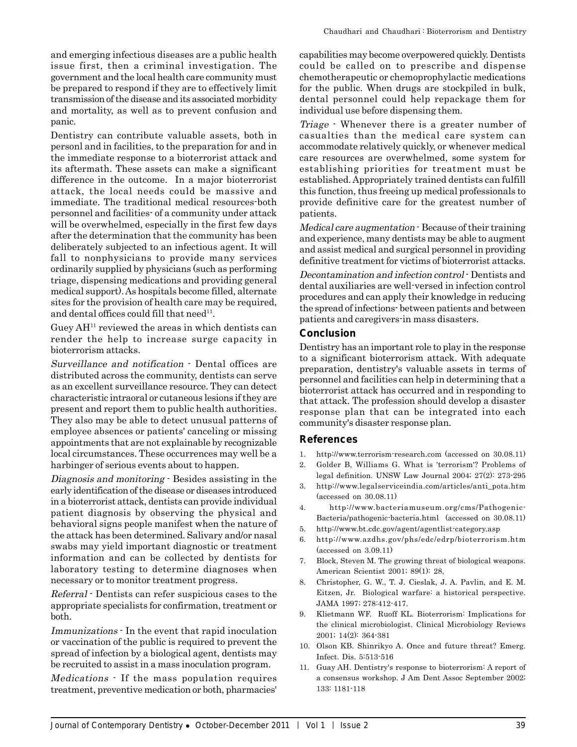and emerging infectious diseases are a public health issue first, then a criminal investigation. The government and the local health care community must be prepared to respond if they are to effectively limit transmission of the disease and its associated morbidity and mortality, as well as to prevent confusion and panic.

Dentistry can contribute valuable assets, both in personl and in facilities, to the preparation for and in the immediate response to a bioterrorist attack and its aftermath. These assets can make a significant difference in the outcome. In a major bioterrorist attack, the local needs could be massive and immediate. The traditional medical resources-both personnel and facilities- of a community under attack will be overwhelmed, especially in the first few days after the determination that the community has been deliberately subjected to an infectious agent. It will fall to nonphysicians to provide many services ordinarily supplied by physicians (such as performing triage, dispensing medications and providing general medical support). As hospitals become filled, alternate sites for the provision of health care may be required, and dental offices could fill that need[11].

Guey AH[11] reviewed the areas in which dentists can render the help to increase surge capacity in bioterrorism attacks.

*Surveillance and notification* - Dental offices are distributed across the community, dentists can serve as an excellent surveillance resource. They can detect characteristic intraoral or cutaneous lesions if they are present and report them to public health authorities. They also may be able to detect unusual patterns of employee absences or patients' canceling or missing appointments that are not explainable by recognizable local circumstances. These occurrences may well be a harbinger of serious events about to happen.

*Diagnosis and monitoring* - Besides assisting in the early identification of the disease or diseases introduced in a bioterrorist attack, dentists can provide individual patient diagnosis by observing the physical and behavioral signs people manifest when the nature of the attack has been determined. Salivary and/or nasal swabs may yield important diagnostic or treatment information and can be collected by dentists for laboratory testing to determine diagnoses when necessary or to monitor treatment progress.

*Referral* - Dentists can refer suspicious cases to the appropriate specialists for confirmation, treatment or both.

*Immunizations* - In the event that rapid inoculation or vaccination of the public is required to prevent the spread of infection by a biological agent, dentists may be recruited to assist in a mass inoculation program.

*Medications* - If the mass population requires treatment, preventive medication or both, pharmacies' capabilities may become overpowered quickly. Dentists could be called on to prescribe and dispense chemotherapeutic or chemoprophylactic medications for the public. When drugs are stockpiled in bulk, dental personnel could help repackage them for individual use before dispensing them.

*Triage* - Whenever there is a greater number of casualties than the medical care system can accommodate relatively quickly, or whenever medical care resources are overwhelmed, some system for establishing priorities for treatment must be established. Appropriately trained dentists can fulfill this function, thus freeing up medical professionals to provide definitive care for the greatest number of patients.

*Medical care augmentation* - Because of their training and experience, many dentists may be able to augment and assist medical and surgical personnel in providing definitive treatment for victims of bioterrorist attacks.

*Decontamination and infection control* - Dentists and dental auxiliaries are well-versed in infection control procedures and can apply their knowledge in reducing the spread of infections- between patients and between patients and caregivers-in mass disasters.

## Conclusion

Dentistry has an important role to play in the response to a significant bioterrorism attack. With adequate preparation, dentistry's valuable assets in terms of personnel and facilities can help in determining that a bioterrorist attack has occurred and in responding to that attack. The profession should develop a disaster response plan that can be integrated into each community's disaster response plan.

## References

1. http://www.terrorism-research.com (accessed on 30.08.11)
2. Golder B, Williams G. What is 'terrorism'? Problems of legal definition. UNSW Law Journal 2004; 27(2): 273-295
3. http://www.legalserviceindia.com/articles/anti_pota.htm (accessed on 30.08.11)
4. http://www.bacteriamuseum.org/cms/Pathogenic-Bacteria/pathogenic-bacteria.html (accessed on 30.08.11)
5. http://www.bt.cdc.gov/agent/agentlist-category.asp
6. http://www.azdhs.gov/phs/edc/edrp/bioterrorism.htm (accessed on 3.09.11)
7. Block, Steven M. The growing threat of biological weapons. American Scientist 2001; 89(1): 28,
8. Christopher, G. W., T. J. Cieslak, J. A. Pavlin, and E. M. Eitzen, Jr. Biological warfare: a historical perspective. JAMA 1997; 278:412-417.
9. Klietmann WF. Ruoff KL. Bioterrorism: Implications for the clinical microbiologist. Clinical Microbiology Reviews 2001; 14(2): 364-381
10. Olson KB. Shinrikyo A. Once and future threat? Emerg. Infect. Dis. 5:513-516
11. Guay AH. Dentistry's response to bioterrorism: A report of a consensus workshop. J Am Dent Assoc September 2002; 133: 1181-118